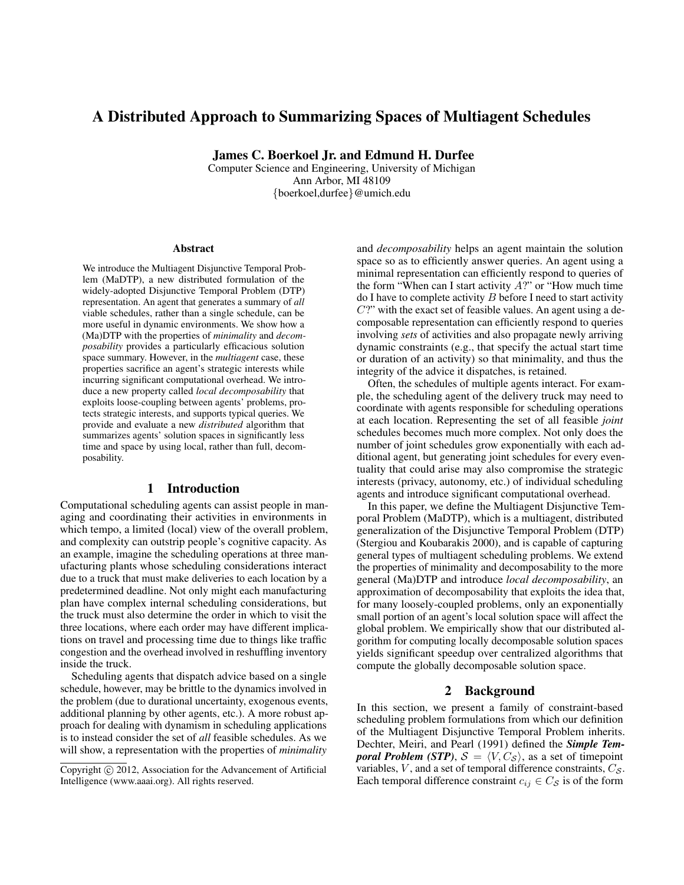# A Distributed Approach to Summarizing Spaces of Multiagent Schedules

**James C. Boerkoel Jr. and Edmund H. Durfee**

Computer Science and Engineering, University of Michigan
Ann Arbor, MI 48109
{boerkoel,durfee}@umich.edu

## Abstract

We introduce the Multiagent Disjunctive Temporal Problem (MaDTP), a new distributed formulation of the widely-adopted Disjunctive Temporal Problem (DTP) representation. An agent that generates a summary of *all* viable schedules, rather than a single schedule, can be more useful in dynamic environments. We show how a (Ma)DTP with the properties of *minimality* and *decomposability* provides a particularly efficacious solution space summary. However, in the *multiagent* case, these properties sacrifice an agent's strategic interests while incurring significant computational overhead. We introduce a new property called *local decomposability* that exploits loose-coupling between agents' problems, protects strategic interests, and supports typical queries. We provide and evaluate a new *distributed* algorithm that summarizes agents' solution spaces in significantly less time and space by using local, rather than full, decomposability.

## 1 Introduction

Computational scheduling agents can assist people in managing and coordinating their activities in environments in which tempo, a limited (local) view of the overall problem, and complexity can outstrip people's cognitive capacity. As an example, imagine the scheduling operations at three manufacturing plants whose scheduling considerations interact due to a truck that must make deliveries to each location by a predetermined deadline. Not only might each manufacturing plan have complex internal scheduling considerations, but the truck must also determine the order in which to visit the three locations, where each order may have different implications on travel and processing time due to things like traffic congestion and the overhead involved in reshuffling inventory inside the truck.

Scheduling agents that dispatch advice based on a single schedule, however, may be brittle to the dynamics involved in the problem (due to durational uncertainty, exogenous events, additional planning by other agents, etc.). A more robust approach for dealing with dynamism in scheduling applications is to instead consider the set of *all* feasible schedules. As we will show, a representation with the properties of *minimality* and *decomposability* helps an agent maintain the solution space so as to efficiently answer queries. An agent using a minimal representation can efficiently respond to queries of the form "When can I start activity $A$?" or "How much time do I have to complete activity $B$ before I need to start activity $C$?" with the exact set of feasible values. An agent using a decomposable representation can efficiently respond to queries involving *sets* of activities and also propagate newly arriving dynamic constraints (e.g., that specify the actual start time or duration of an activity) so that minimality, and thus the integrity of the advice it dispatches, is retained.

Often, the schedules of multiple agents interact. For example, the scheduling agent of the delivery truck may need to coordinate with agents responsible for scheduling operations at each location. Representing the set of all feasible *joint* schedules becomes much more complex. Not only does the number of joint schedules grow exponentially with each additional agent, but generating joint schedules for every eventuality that could arise may also compromise the strategic interests (privacy, autonomy, etc.) of individual scheduling agents and introduce significant computational overhead.

In this paper, we define the Multiagent Disjunctive Temporal Problem (MaDTP), which is a multiagent, distributed generalization of the Disjunctive Temporal Problem (DTP) (Stergiou and Koubarakis 2000), and is capable of capturing general types of multiagent scheduling problems. We extend the properties of minimality and decomposability to the more general (Ma)DTP and introduce *local decomposability*, an approximation of decomposability that exploits the idea that, for many loosely-coupled problems, only an exponentially small portion of an agent's local solution space will affect the global problem. We empirically show that our distributed algorithm for computing locally decomposable solution spaces yields significant speedup over centralized algorithms that compute the globally decomposable solution space.

## 2 Background

In this section, we present a family of constraint-based scheduling problem formulations from which our definition of the Multiagent Disjunctive Temporal Problem inherits. Dechter, Meiri, and Pearl (1991) defined the ***Simple Temporal Problem (STP)***, $\mathcal{S} = \langle V, C_{\mathcal{S}} \rangle$, as a set of timepoint variables, $V$, and a set of temporal difference constraints, $C_{\mathcal{S}}$. Each temporal difference constraint $c_{ij} \in C_{\mathcal{S}}$ is of the form

Copyright © 2012, Association for the Advancement of Artificial Intelligence (www.aaai.org). All rights reserved.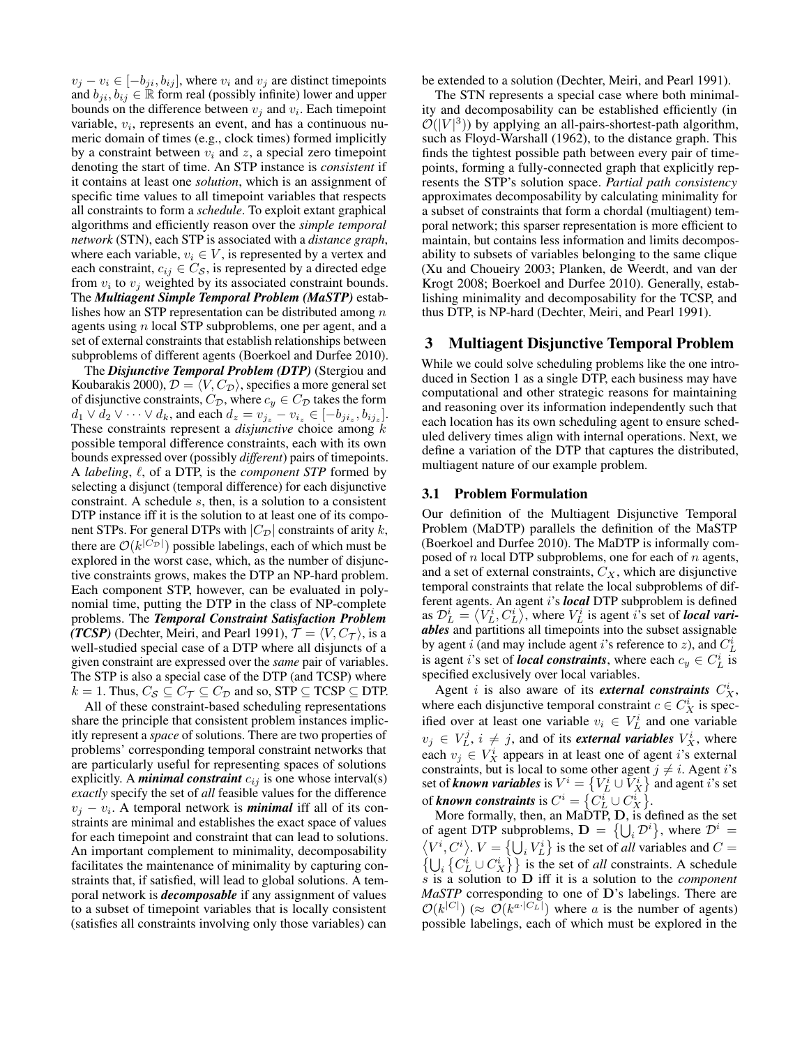$v_j - v_i \in [-b_{ji}, b_{ij}]$, where $v_i$ and $v_j$ are distinct timepoints and $b_{ji}, b_{ij} \in \mathbb{R}$ form real (possibly infinite) lower and upper bounds on the difference between $v_j$ and $v_i$. Each timepoint variable, $v_i$, represents an event, and has a continuous numeric domain of times (e.g., clock times) formed implicitly by a constraint between $v_i$ and $z$, a special zero timepoint denoting the start of time. An STP instance is *consistent* if it contains at least one *solution*, which is an assignment of specific time values to all timepoint variables that respects all constraints to form a *schedule*. To exploit extant graphical algorithms and efficiently reason over the *simple temporal network* (STN), each STP is associated with a *distance graph*, where each variable, $v_i \in V$, is represented by a vertex and each constraint, $c_{ij} \in C_{\mathcal{S}}$, is represented by a directed edge from $v_i$ to $v_j$ weighted by its associated constraint bounds. The ***Multiagent Simple Temporal Problem (MaSTP)*** establishes how an STP representation can be distributed among $n$ agents using $n$ local STP subproblems, one per agent, and a set of external constraints that establish relationships between subproblems of different agents (Boerkoel and Durfee 2010).

The ***Disjunctive Temporal Problem (DTP)*** (Stergiou and Koubarakis 2000), $\mathcal{D} = \langle V, C_{\mathcal{D}} \rangle$, specifies a more general set of disjunctive constraints, $C_{\mathcal{D}}$, where $c_y \in C_{\mathcal{D}}$ takes the form $d_1 \vee d_2 \vee \cdots \vee d_k$, and each $d_z = v_{j_z} - v_{i_z} \in [-b_{ji_z}, b_{ij_z}]$. These constraints represent a *disjunctive* choice among $k$ possible temporal difference constraints, each with its own bounds expressed over (possibly *different*) pairs of timepoints. A *labeling*, $\ell$, of a DTP, is the *component STP* formed by selecting a disjunct (temporal difference) for each disjunctive constraint. A schedule $s$, then, is a solution to a consistent DTP instance iff it is the solution to at least one of its component STPs. For general DTPs with $|C_{\mathcal{D}}|$ constraints of arity $k$, there are $\mathcal{O}(k^{|C_{\mathcal{D}}|})$ possible labelings, each of which must be explored in the worst case, which, as the number of disjunctive constraints grows, makes the DTP an NP-hard problem. Each component STP, however, can be evaluated in polynomial time, putting the DTP in the class of NP-complete problems. The ***Temporal Constraint Satisfaction Problem (TCSP)*** (Dechter, Meiri, and Pearl 1991), $\mathcal{T} = \langle V, C_{\mathcal{T}} \rangle$, is a well-studied special case of a DTP where all disjuncts of a given constraint are expressed over the *same* pair of variables. The STP is also a special case of the DTP (and TCSP) where $k = 1$. Thus, $C_{\mathcal{S}} \subseteq C_{\mathcal{T}} \subseteq C_{\mathcal{D}}$ and so, STP $\subseteq$ TCSP $\subseteq$ DTP.

All of these constraint-based scheduling representations share the principle that consistent problem instances implicitly represent a *space* of solutions. There are two properties of problems' corresponding temporal constraint networks that are particularly useful for representing spaces of solutions explicitly. A ***minimal constraint*** $c_{ij}$ is one whose interval(s) *exactly* specify the set of *all* feasible values for the difference $v_j - v_i$. A temporal network is ***minimal*** iff all of its constraints are minimal and establishes the exact space of values for each timepoint and constraint that can lead to solutions. An important complement to minimality, decomposability facilitates the maintenance of minimality by capturing constraints that, if satisfied, will lead to global solutions. A temporal network is ***decomposable*** if any assignment of values to a subset of timepoint variables that is locally consistent (satisfies all constraints involving only those variables) can be extended to a solution (Dechter, Meiri, and Pearl 1991).

The STN represents a special case where both minimality and decomposability can be established efficiently (in $\mathcal{O}(|V|^3)$) by applying an all-pairs-shortest-path algorithm, such as Floyd-Warshall (1962), to the distance graph. This finds the tightest possible path between every pair of timepoints, forming a fully-connected graph that explicitly represents the STP's solution space. *Partial path consistency* approximates decomposability by calculating minimality for a subset of constraints that form a chordal (multiagent) temporal network; this sparser representation is more efficient to maintain, but contains less information and limits decomposability to subsets of variables belonging to the same clique (Xu and Choueiry 2003; Planken, de Weerdt, and van der Krogt 2008; Boerkoel and Durfee 2010). Generally, establishing minimality and decomposability for the TCSP, and thus DTP, is NP-hard (Dechter, Meiri, and Pearl 1991).

## 3 Multiagent Disjunctive Temporal Problem

While we could solve scheduling problems like the one introduced in Section 1 as a single DTP, each business may have computational and other strategic reasons for maintaining and reasoning over its information independently such that each location has its own scheduling agent to ensure scheduled delivery times align with internal operations. Next, we define a variation of the DTP that captures the distributed, multiagent nature of our example problem.

### 3.1 Problem Formulation

Our definition of the Multiagent Disjunctive Temporal Problem (MaDTP) parallels the definition of the MaSTP (Boerkoel and Durfee 2010). The MaDTP is informally composed of $n$ local DTP subproblems, one for each of $n$ agents, and a set of external constraints, $C_X$, which are disjunctive temporal constraints that relate the local subproblems of different agents. An agent $i$'s ***local*** DTP subproblem is defined as $\mathcal{D}_L^i = \langle V_L^i, C_L^i \rangle$, where $V_L^i$ is agent $i$'s set of ***local variables*** and partitions all timepoints into the subset assignable by agent $i$ (and may include agent $i$'s reference to $z$), and $C_L^i$ is agent $i$'s set of ***local constraints***, where each $c_y \in C_L^i$ is specified exclusively over local variables.

Agent $i$ is also aware of its ***external constraints*** $C_X^i$, where each disjunctive temporal constraint $c \in C_X^i$ is specified over at least one variable $v_i \in V_L^i$ and one variable $v_j \in V_L^j$, $i \neq j$, and of its ***external variables*** $V_X^i$, where each $v_j \in V_X^i$ appears in at least one of agent $i$'s external constraints, but is local to some other agent $j \neq i$. Agent $i$'s set of ***known variables*** is $V^i = \{V_L^i \cup V_X^i\}$ and agent $i$'s set of ***known constraints*** is $C^i = \{C_L^i \cup C_X^i\}$.

More formally, then, an MaDTP, $\mathbf{D}$, is defined as the set of agent DTP subproblems, $\mathbf{D} = \{\bigcup_i \mathcal{D}^i\}$, where $\mathcal{D}^i = \langle V^i, C^i \rangle$. $V = \{\bigcup_i V_L^i\}$ is the set of *all* variables and $C = \{\bigcup_i \{C_L^i \cup C_X^i\}\}$ is the set of *all* constraints. A schedule $s$ is a solution to $\mathbf{D}$ iff it is a solution to the *component MaSTP* corresponding to one of $\mathbf{D}$'s labelings. There are $\mathcal{O}(k^{|C|})$ ($\approx \mathcal{O}(k^{a \cdot |C_L|})$ where $a$ is the number of agents) possible labelings, each of which must be explored in the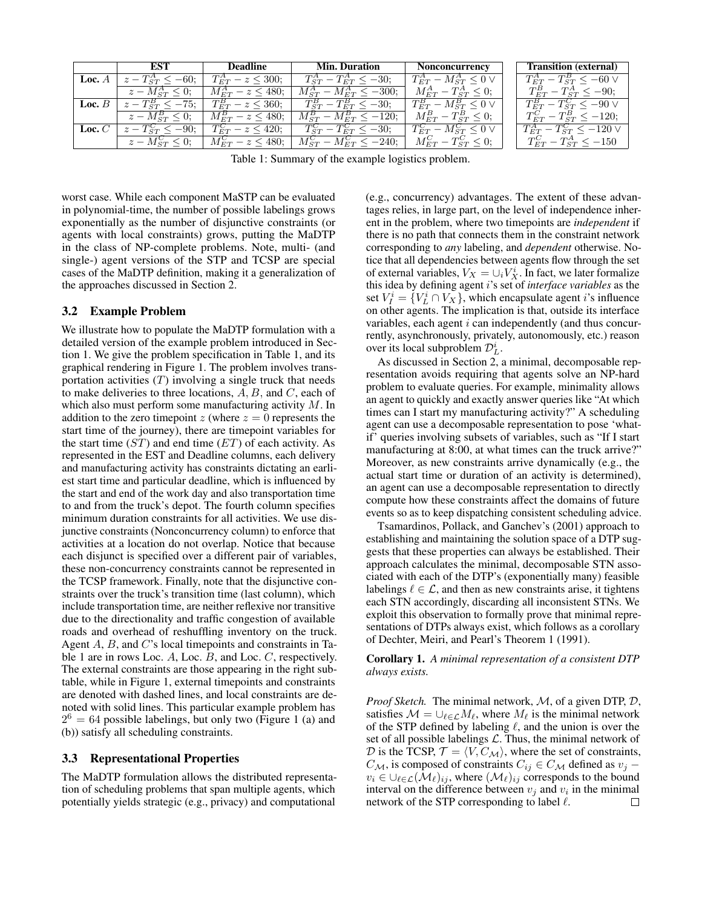|  | EST | Deadline | Min. Duration | Nonconcurrency | Transition (external) |
|---|---|---|---|---|---|
| **Loc.** $A$ | $z - T^A_{ST} \leq -60$; | $T^A_{ET} - z \leq 300$; | $T^A_{ST} - T^A_{ET} \leq -30$; | $T^A_{ET} - M^A_{ST} \leq 0 \vee$ | $T^A_{ET} - T^B_{ST} \leq -60 \vee$ |
|  | $z - M^A_{ST} \leq 0$; | $M^A_{ET} - z \leq 480$; | $M^A_{ST} - M^A_{ET} \leq -300$; | $M^A_{ET} - T^A_{ST} \leq 0$; | $T^B_{ET} - T^A_{ST} \leq -90$; |
| **Loc.** $B$ | $z - T^B_{ST} \leq -75$; | $T^B_{ET} - z \leq 360$; | $T^B_{ST} - T^B_{ET} \leq -30$; | $T^B_{ET} - M^B_{ST} \leq 0 \vee$ | $T^B_{ET} - T^C_{ST} \leq -90 \vee$ |
|  | $z - M^B_{ST} \leq 0$; | $M^B_{ET} - z \leq 480$; | $M^B_{ST} - M^B_{ET} \leq -120$; | $M^B_{ET} - T^B_{ST} \leq 0$; | $T^C_{ET} - T^B_{ST} \leq -120$; |
| **Loc.** $C$ | $z - T^C_{ST} \leq -90$; | $T^C_{ET} - z \leq 420$; | $T^C_{ST} - T^C_{ET} \leq -30$; | $T^C_{ET} - M^C_{ST} \leq 0 \vee$ | $T^A_{ET} - T^C_{ST} \leq -120 \vee$ |
|  | $z - M^C_{ST} \leq 0$; | $M^C_{ET} - z \leq 480$; | $M^C_{ST} - M^C_{ET} \leq -240$; | $M^C_{ET} - T^C_{ST} \leq 0$; | $T^C_{ET} - T^A_{ST} \leq -150$ |

Table 1: Summary of the example logistics problem.

worst case. While each component MaSTP can be evaluated in polynomial-time, the number of possible labelings grows exponentially as the number of disjunctive constraints (or agents with local constraints) grows, putting the MaDTP in the class of NP-complete problems. Note, multi- (and single-) agent versions of the STP and TCSP are special cases of the MaDTP definition, making it a generalization of the approaches discussed in Section 2.

### 3.2 Example Problem

We illustrate how to populate the MaDTP formulation with a detailed version of the example problem introduced in Section 1. We give the problem specification in Table 1, and its graphical rendering in Figure 1. The problem involves transportation activities ($T$) involving a single truck that needs to make deliveries to three locations, $A$, $B$, and $C$, each of which also must perform some manufacturing activity $M$. In addition to the zero timepoint $z$ (where $z = 0$ represents the start time of the journey), there are timepoint variables for the start time ($ST$) and end time ($ET$) of each activity. As represented in the EST and Deadline columns, each delivery and manufacturing activity has constraints dictating an earliest start time and particular deadline, which is influenced by the start and end of the work day and also transportation time to and from the truck's depot. The fourth column specifies minimum duration constraints for all activities. We use disjunctive constraints (Nonconcurrency column) to enforce that activities at a location do not overlap. Notice that because each disjunct is specified over a different pair of variables, these non-concurrency constraints cannot be represented in the TCSP framework. Finally, note that the disjunctive constraints over the truck's transition time (last column), which include transportation time, are neither reflexive nor transitive due to the directionality and traffic congestion of available roads and overhead of reshuffling inventory on the truck. Agent $A$, $B$, and $C$'s local timepoints and constraints in Table 1 are in rows Loc. $A$, Loc. $B$, and Loc. $C$, respectively. The external constraints are those appearing in the right subtable, while in Figure 1, external timepoints and constraints are denoted with dashed lines, and local constraints are denoted with solid lines. This particular example problem has $2^6 = 64$ possible labelings, but only two (Figure 1 (a) and (b)) satisfy all scheduling constraints.

### 3.3 Representational Properties

The MaDTP formulation allows the distributed representation of scheduling problems that span multiple agents, which potentially yields strategic (e.g., privacy) and computational (e.g., concurrency) advantages. The extent of these advantages relies, in large part, on the level of independence inherent in the problem, where two timepoints are *independent* if there is no path that connects them in the constraint network corresponding to *any* labeling, and *dependent* otherwise. Notice that all dependencies between agents flow through the set of external variables, $V_X = \cup_i V^i_X$. In fact, we later formalize this idea by defining agent $i$'s set of *interface variables* as the set $V^i_I = \{V^i_L \cap V_X\}$, which encapsulate agent $i$'s influence on other agents. The implication is that, outside its interface variables, each agent $i$ can independently (and thus concurrently, asynchronously, privately, autonomously, etc.) reason over its local subproblem $\mathcal{D}^i_L$.

As discussed in Section 2, a minimal, decomposable representation avoids requiring that agents solve an NP-hard problem to evaluate queries. For example, minimality allows an agent to quickly and exactly answer queries like "At which times can I start my manufacturing activity?" A scheduling agent can use a decomposable representation to pose 'what-if' queries involving subsets of variables, such as "If I start manufacturing at 8:00, at what times can the truck arrive?" Moreover, as new constraints arrive dynamically (e.g., the actual start time or duration of an activity is determined), an agent can use a decomposable representation to directly compute how these constraints affect the domains of future events so as to keep dispatching consistent scheduling advice.

Tsamardinos, Pollack, and Ganchev's (2001) approach to establishing and maintaining the solution space of a DTP suggests that these properties can always be established. Their approach calculates the minimal, decomposable STN associated with each of the DTP's (exponentially many) feasible labelings $\ell \in \mathcal{L}$, and then as new constraints arise, it tightens each STN accordingly, discarding all inconsistent STNs. We exploit this observation to formally prove that minimal representations of DTPs always exist, which follows as a corollary of Dechter, Meiri, and Pearl's Theorem 1 (1991).

**Corollary 1.** *A minimal representation of a consistent DTP always exists.*

*Proof Sketch.* The minimal network, $\mathcal{M}$, of a given DTP, $\mathcal{D}$, satisfies $\mathcal{M} = \cup_{\ell \in \mathcal{L}} M_\ell$, where $M_\ell$ is the minimal network of the STP defined by labeling $\ell$, and the union is over the set of all possible labelings $\mathcal{L}$. Thus, the minimal network of $\mathcal{D}$ is the TCSP, $\mathcal{T} = \langle V, C_\mathcal{M} \rangle$, where the set of constraints, $C_\mathcal{M}$, is composed of constraints $C_{ij} \in C_\mathcal{M}$ defined as $v_j - v_i \in \cup_{\ell \in \mathcal{L}} (\mathcal{M}_\ell)_{ij}$, where $(\mathcal{M}_\ell)_{ij}$ corresponds to the bound interval on the difference between $v_j$ and $v_i$ in the minimal network of the STP corresponding to label $\ell$. ☐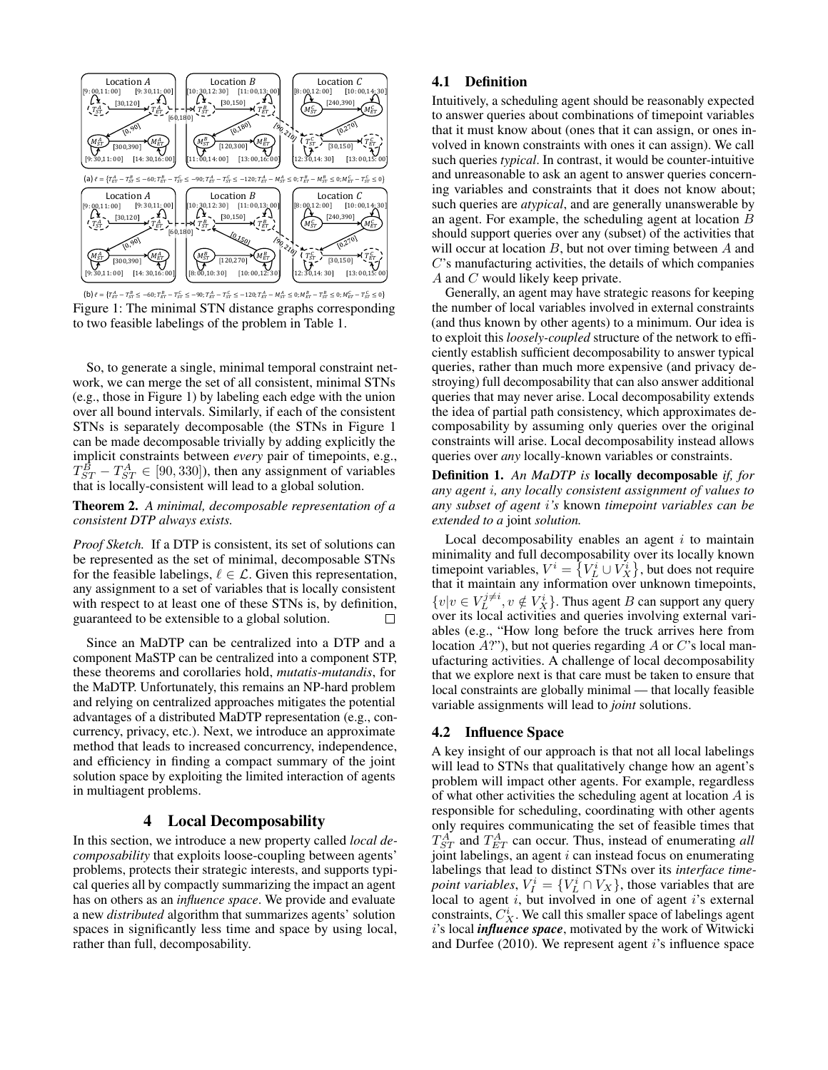Figure 1: The minimal STN distance graphs corresponding to two feasible labelings of the problem in Table 1.

So, to generate a single, minimal temporal constraint network, we can merge the set of all consistent, minimal STNs (e.g., those in Figure 1) by labeling each edge with the union over all bound intervals. Similarly, if each of the consistent STNs is separately decomposable (the STNs in Figure 1 can be made decomposable trivially by adding explicitly the implicit constraints between *every* pair of timepoints, e.g., $T_{ST}^{B} - T_{ST}^{A} \in [90, 330]$), then any assignment of variables that is locally-consistent will lead to a global solution.

**Theorem 2.** *A minimal, decomposable representation of a consistent DTP always exists.*

*Proof Sketch.* If a DTP is consistent, its set of solutions can be represented as the set of minimal, decomposable STNs for the feasible labelings, $\ell \in \mathcal{L}$. Given this representation, any assignment to a set of variables that is locally consistent with respect to at least one of these STNs is, by definition, guaranteed to be extensible to a global solution. $\square$

Since an MaDTP can be centralized into a DTP and a component MaSTP can be centralized into a component STP, these theorems and corollaries hold, *mutatis-mutandis*, for the MaDTP. Unfortunately, this remains an NP-hard problem and relying on centralized approaches mitigates the potential advantages of a distributed MaDTP representation (e.g., concurrency, privacy, etc.). Next, we introduce an approximate method that leads to increased concurrency, independence, and efficiency in finding a compact summary of the joint solution space by exploiting the limited interaction of agents in multiagent problems.

## 4 Local Decomposability

In this section, we introduce a new property called *local decomposability* that exploits loose-coupling between agents' problems, protects their strategic interests, and supports typical queries all by compactly summarizing the impact an agent has on others as an *influence space*. We provide and evaluate a new *distributed* algorithm that summarizes agents' solution spaces in significantly less time and space by using local, rather than full, decomposability.

### 4.1 Definition

Intuitively, a scheduling agent should be reasonably expected to answer queries about combinations of timepoint variables that it must know about (ones that it can assign, or ones involved in known constraints with ones it can assign). We call such queries *typical*. In contrast, it would be counter-intuitive and unreasonable to ask an agent to answer queries concerning variables and constraints that it does not know about; such queries are *atypical*, and are generally unanswerable by an agent. For example, the scheduling agent at location $B$ should support queries over any (subset) of the activities that will occur at location $B$, but not over timing between $A$ and $C$'s manufacturing activities, the details of which companies $A$ and $C$ would likely keep private.

Generally, an agent may have strategic reasons for keeping the number of local variables involved in external constraints (and thus known by other agents) to a minimum. Our idea is to exploit this *loosely-coupled* structure of the network to efficiently establish sufficient decomposability to answer typical queries, rather than much more expensive (and privacy destroying) full decomposability that can also answer additional queries that may never arise. Local decomposability extends the idea of partial path consistency, which approximates decomposability by assuming only queries over the original constraints will arise. Local decomposability instead allows queries over *any* locally-known variables or constraints.

**Definition 1.** *An MaDTP is* **locally decomposable** *if, for any agent i, any locally consistent assignment of values to any subset of agent i's* known *timepoint variables can be extended to a* joint *solution.*

Local decomposability enables an agent $i$ to maintain minimality and full decomposability over its locally known timepoint variables, $V^i = \{V_L^i \cup V_X^i\}$, but does not require that it maintain any information over unknown timepoints, $\{v | v \in V_L^{j \neq i}, v \notin V_X^i\}$. Thus agent $B$ can support any query over its local activities and queries involving external variables (e.g., "How long before the truck arrives here from location $A$?"), but not queries regarding $A$ or $C$'s local manufacturing activities. A challenge of local decomposability that we explore next is that care must be taken to ensure that local constraints are globally minimal — that locally feasible variable assignments will lead to *joint* solutions.

### 4.2 Influence Space

A key insight of our approach is that not all local labelings will lead to STNs that qualitatively change how an agent's problem will impact other agents. For example, regardless of what other activities the scheduling agent at location $A$ is responsible for scheduling, coordinating with other agents only requires communicating the set of feasible times that $T_{ST}^{A}$ and $T_{ET}^{A}$ can occur. Thus, instead of enumerating *all* joint labelings, an agent $i$ can instead focus on enumerating labelings that lead to distinct STNs over its *interface timepoint variables*, $V_I^i = \{V_L^i \cap V_X\}$, those variables that are local to agent $i$, but involved in one of agent $i$'s external constraints, $C_X^i$. We call this smaller space of labelings agent $i$'s local ***influence space***, motivated by the work of Witwicki and Durfee (2010). We represent agent $i$'s influence space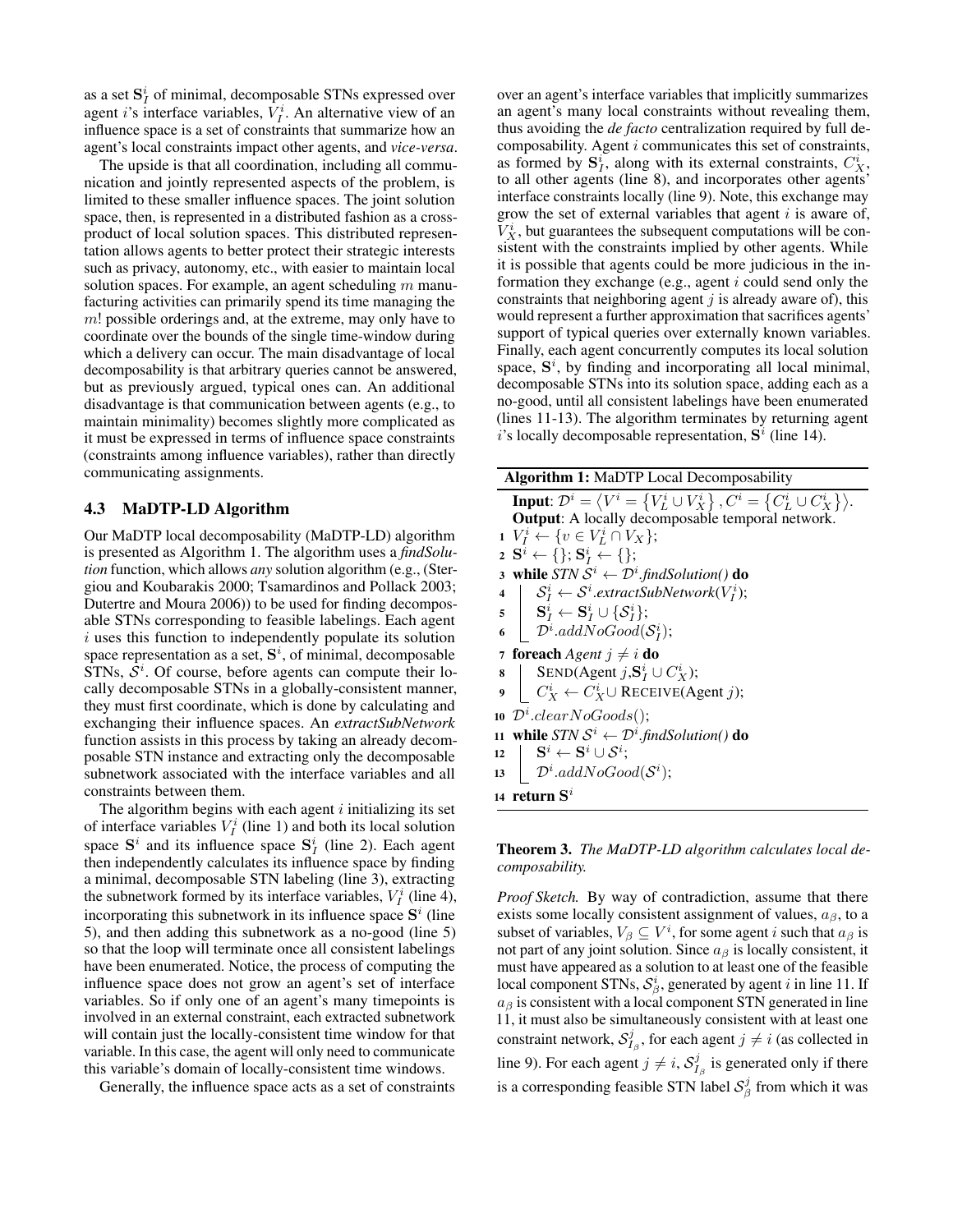as a set $\mathbf{S}_I^i$ of minimal, decomposable STNs expressed over agent $i$'s interface variables, $V_I^i$. An alternative view of an influence space is a set of constraints that summarize how an agent's local constraints impact other agents, and *vice-versa*.

The upside is that all coordination, including all communication and jointly represented aspects of the problem, is limited to these smaller influence spaces. The joint solution space, then, is represented in a distributed fashion as a cross-product of local solution spaces. This distributed representation allows agents to better protect their strategic interests such as privacy, autonomy, etc., with easier to maintain local solution spaces. For example, an agent scheduling $m$ manufacturing activities can primarily spend its time managing the $m!$ possible orderings and, at the extreme, may only have to coordinate over the bounds of the single time-window during which a delivery can occur. The main disadvantage of local decomposability is that arbitrary queries cannot be answered, but as previously argued, typical ones can. An additional disadvantage is that communication between agents (e.g., to maintain minimality) becomes slightly more complicated as it must be expressed in terms of influence space constraints (constraints among influence variables), rather than directly communicating assignments.

### 4.3 MaDTP-LD Algorithm

Our MaDTP local decomposability (MaDTP-LD) algorithm is presented as Algorithm 1. The algorithm uses a *findSolution* function, which allows *any* solution algorithm (e.g., (Stergiou and Koubarakis 2000; Tsamardinos and Pollack 2003; Dutertre and Moura 2006)) to be used for finding decomposable STNs corresponding to feasible labelings. Each agent $i$ uses this function to independently populate its solution space representation as a set, $\mathbf{S}^i$, of minimal, decomposable STNs, $\mathcal{S}^i$. Of course, before agents can compute their locally decomposable STNs in a globally-consistent manner, they must first coordinate, which is done by calculating and exchanging their influence spaces. An *extractSubNetwork* function assists in this process by taking an already decomposable STN instance and extracting only the decomposable subnetwork associated with the interface variables and all constraints between them.

The algorithm begins with each agent $i$ initializing its set of interface variables $V_I^i$ (line 1) and both its local solution space $\mathbf{S}^i$ and its influence space $\mathbf{S}_I^i$ (line 2). Each agent then independently calculates its influence space by finding a minimal, decomposable STN labeling (line 3), extracting the subnetwork formed by its interface variables, $V_I^i$ (line 4), incorporating this subnetwork in its influence space $\mathbf{S}^i$ (line 5), and then adding this subnetwork as a no-good (line 5) so that the loop will terminate once all consistent labelings have been enumerated. Notice, the process of computing the influence space does not grow an agent's set of interface variables. So if only one of an agent's many timepoints is involved in an external constraint, each extracted subnetwork will contain just the locally-consistent time window for that variable. In this case, the agent will only need to communicate this variable's domain of locally-consistent time windows.

Generally, the influence space acts as a set of constraints over an agent's interface variables that implicitly summarizes an agent's many local constraints without revealing them, thus avoiding the *de facto* centralization required by full decomposability. Agent $i$ communicates this set of constraints, as formed by $\mathbf{S}_I^i$, along with its external constraints, $C_X^i$, to all other agents (line 8), and incorporates other agents' interface constraints locally (line 9). Note, this exchange may grow the set of external variables that agent $i$ is aware of, $V_X^i$, but guarantees the subsequent computations will be consistent with the constraints implied by other agents. While it is possible that agents could be more judicious in the information they exchange (e.g., agent $i$ could send only the constraints that neighboring agent $j$ is already aware of), this would represent a further approximation that sacrifices agents' support of typical queries over externally known variables. Finally, each agent concurrently computes its local solution space, $\mathbf{S}^i$, by finding and incorporating all local minimal, decomposable STNs into its solution space, adding each as a no-good, until all consistent labelings have been enumerated (lines 11-13). The algorithm terminates by returning agent $i$'s locally decomposable representation, $\mathbf{S}^i$ (line 14).

**Algorithm 1:** MaDTP Local Decomposability

**Input**: $\mathcal{D}^i = \langle V^i = \{V_L^i \cup V_X^i\}, C^i = \{C_L^i \cup C_X^i\}\rangle$.
**Output**: A locally decomposable temporal network.

```
1  V_I^i ← {v ∈ V_L^i ∩ V_X};
2  S^i ← {}; S_I^i ← {};
3  while STN S^i ← D^i.findSolution() do
4      S_I^i ← S^i.extractSubNetwork(V_I^i);
5      S_I^i ← S_I^i ∪ {S_I^i};
6      D^i.addNoGood(S_I^i);
7  foreach Agent j ≠ i do
8      SEND(Agent j, S_I^i ∪ C_X^i);
9      C_X^i ← C_X^i ∪ RECEIVE(Agent j);
10 D^i.clearNoGoods();
11 while STN S^i ← D^i.findSolution() do
12     S^i ← S^i ∪ S^i;
13     D^i.addNoGood(S^i);
14 return S^i
```

**Theorem 3.** *The MaDTP-LD algorithm calculates local decomposability.*

*Proof Sketch.* By way of contradiction, assume that there exists some locally consistent assignment of values, $a_\beta$, to a subset of variables, $V_\beta \subseteq V^i$, for some agent $i$ such that $a_\beta$ is not part of any joint solution. Since $a_\beta$ is locally consistent, it must have appeared as a solution to at least one of the feasible local component STNs, $\mathcal{S}_\beta^i$, generated by agent $i$ in line 11. If $a_\beta$ is consistent with a local component STN generated in line 11, it must also be simultaneously consistent with at least one constraint network, $\mathcal{S}_{I_\beta}^j$, for each agent $j \neq i$ (as collected in line 9). For each agent $j \neq i$, $\mathcal{S}_{I_\beta}^j$ is generated only if there is a corresponding feasible STN label $\mathcal{S}_\beta^j$ from which it was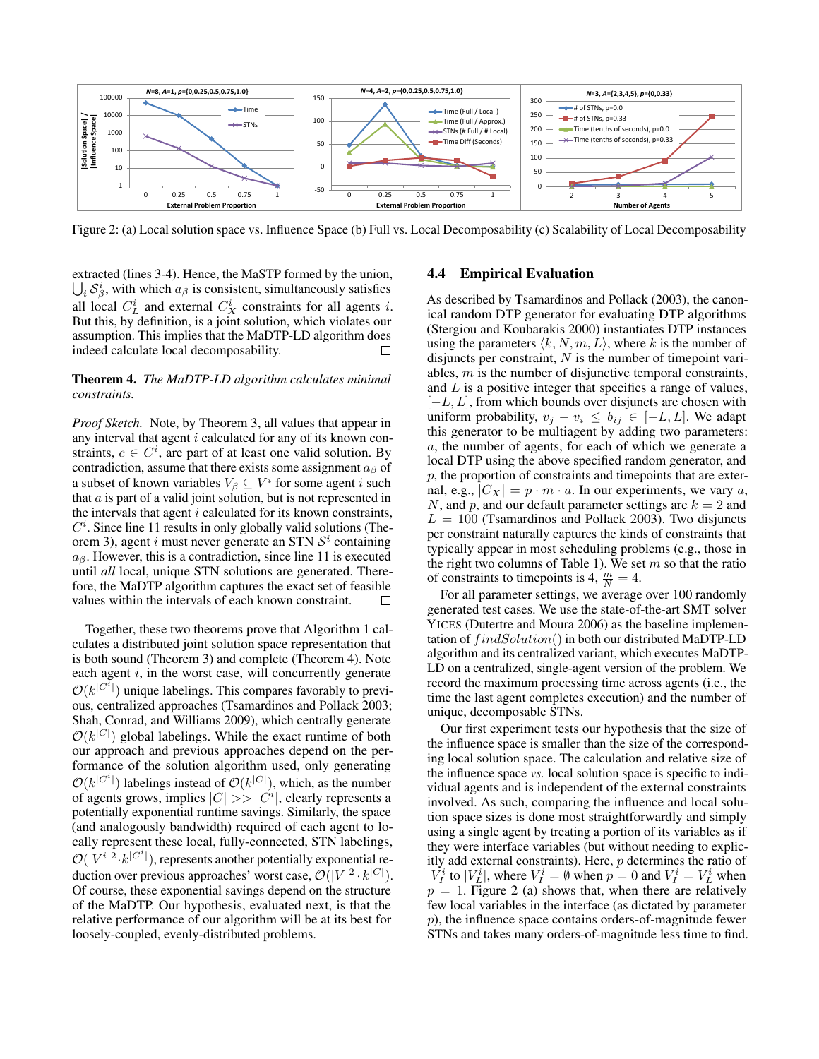Figure 2: (a) Local solution space vs. Influence Space (b) Full vs. Local Decomposability (c) Scalability of Local Decomposability

extracted (lines 3-4). Hence, the MaSTP formed by the union, $\bigcup_i \mathcal{S}^i_\beta$, with which $a_\beta$ is consistent, simultaneously satisfies all local $C^i_L$ and external $C^i_X$ constraints for all agents $i$. But this, by definition, is a joint solution, which violates our assumption. This implies that the MaDTP-LD algorithm does indeed calculate local decomposability. □

**Theorem 4.** *The MaDTP-LD algorithm calculates minimal constraints.*

*Proof Sketch.* Note, by Theorem 3, all values that appear in any interval that agent $i$ calculated for any of its known constraints, $c \in C^i$, are part of at least one valid solution. By contradiction, assume that there exists some assignment $a_\beta$ of a subset of known variables $V_\beta \subseteq V^i$ for some agent $i$ such that $a$ is part of a valid joint solution, but is not represented in the intervals that agent $i$ calculated for its known constraints, $C^i$. Since line 11 results in only globally valid solutions (Theorem 3), agent $i$ must never generate an STN $\mathcal{S}^i$ containing $a_\beta$. However, this is a contradiction, since line 11 is executed until *all* local, unique STN solutions are generated. Therefore, the MaDTP algorithm captures the exact set of feasible values within the intervals of each known constraint. □

Together, these two theorems prove that Algorithm 1 calculates a distributed joint solution space representation that is both sound (Theorem 3) and complete (Theorem 4). Note each agent $i$, in the worst case, will concurrently generate $\mathcal{O}(k^{|C^i|})$ unique labelings. This compares favorably to previous, centralized approaches (Tsamardinos and Pollack 2003; Shah, Conrad, and Williams 2009), which centrally generate $\mathcal{O}(k^{|C|})$ global labelings. While the exact runtime of both our approach and previous approaches depend on the performance of the solution algorithm used, only generating $\mathcal{O}(k^{|C^i|})$ labelings instead of $\mathcal{O}(k^{|C|})$, which, as the number of agents grows, implies $|C| >> |C^i|$, clearly represents a potentially exponential runtime savings. Similarly, the space (and analogously bandwidth) required of each agent to locally represent these local, fully-connected, STN labelings, $\mathcal{O}(|V^i|^2 \cdot k^{|C^i|})$, represents another potentially exponential reduction over previous approaches' worst case, $\mathcal{O}(|V|^2 \cdot k^{|C|})$. Of course, these exponential savings depend on the structure of the MaDTP. Our hypothesis, evaluated next, is that the relative performance of our algorithm will be at its best for loosely-coupled, evenly-distributed problems.

### 4.4 Empirical Evaluation

As described by Tsamardinos and Pollack (2003), the canonical random DTP generator for evaluating DTP algorithms (Stergiou and Koubarakis 2000) instantiates DTP instances using the parameters $\langle k, N, m, L \rangle$, where $k$ is the number of disjuncts per constraint, $N$ is the number of timepoint variables, $m$ is the number of disjunctive temporal constraints, and $L$ is a positive integer that specifies a range of values, $[-L, L]$, from which bounds over disjuncts are chosen with uniform probability, $v_j - v_i \leq b_{ij} \in [-L, L]$. We adapt this generator to be multiagent by adding two parameters: $a$, the number of agents, for each of which we generate a local DTP using the above specified random generator, and $p$, the proportion of constraints and timepoints that are external, e.g., $|C_X| = p \cdot m \cdot a$. In our experiments, we vary $a$, $N$, and $p$, and our default parameter settings are $k = 2$ and $L = 100$ (Tsamardinos and Pollack 2003). Two disjuncts per constraint naturally captures the kinds of constraints that typically appear in most scheduling problems (e.g., those in the right two columns of Table 1). We set $m$ so that the ratio of constraints to timepoints is 4, $\frac{m}{N} = 4$.

For all parameter settings, we average over 100 randomly generated test cases. We use the state-of-the-art SMT solver YICES (Dutertre and Moura 2006) as the baseline implementation of $findSolution()$ in both our distributed MaDTP-LD algorithm and its centralized variant, which executes MaDTP-LD on a centralized, single-agent version of the problem. We record the maximum processing time across agents (i.e., the time the last agent completes execution) and the number of unique, decomposable STNs.

Our first experiment tests our hypothesis that the size of the influence space is smaller than the size of the corresponding local solution space. The calculation and relative size of the influence space *vs.* local solution space is specific to individual agents and is independent of the external constraints involved. As such, comparing the influence and local solution space sizes is done most straightforwardly and simply using a single agent by treating a portion of its variables as if they were interface variables (but without needing to explicitly add external constraints). Here, $p$ determines the ratio of $|V^i_I|$to $|V^i_L|$, where $V^i_I = \emptyset$ when $p = 0$ and $V^i_I = V^i_L$ when $p = 1$. Figure 2 (a) shows that, when there are relatively few local variables in the interface (as dictated by parameter $p$), the influence space contains orders-of-magnitude fewer STNs and takes many orders-of-magnitude less time to find.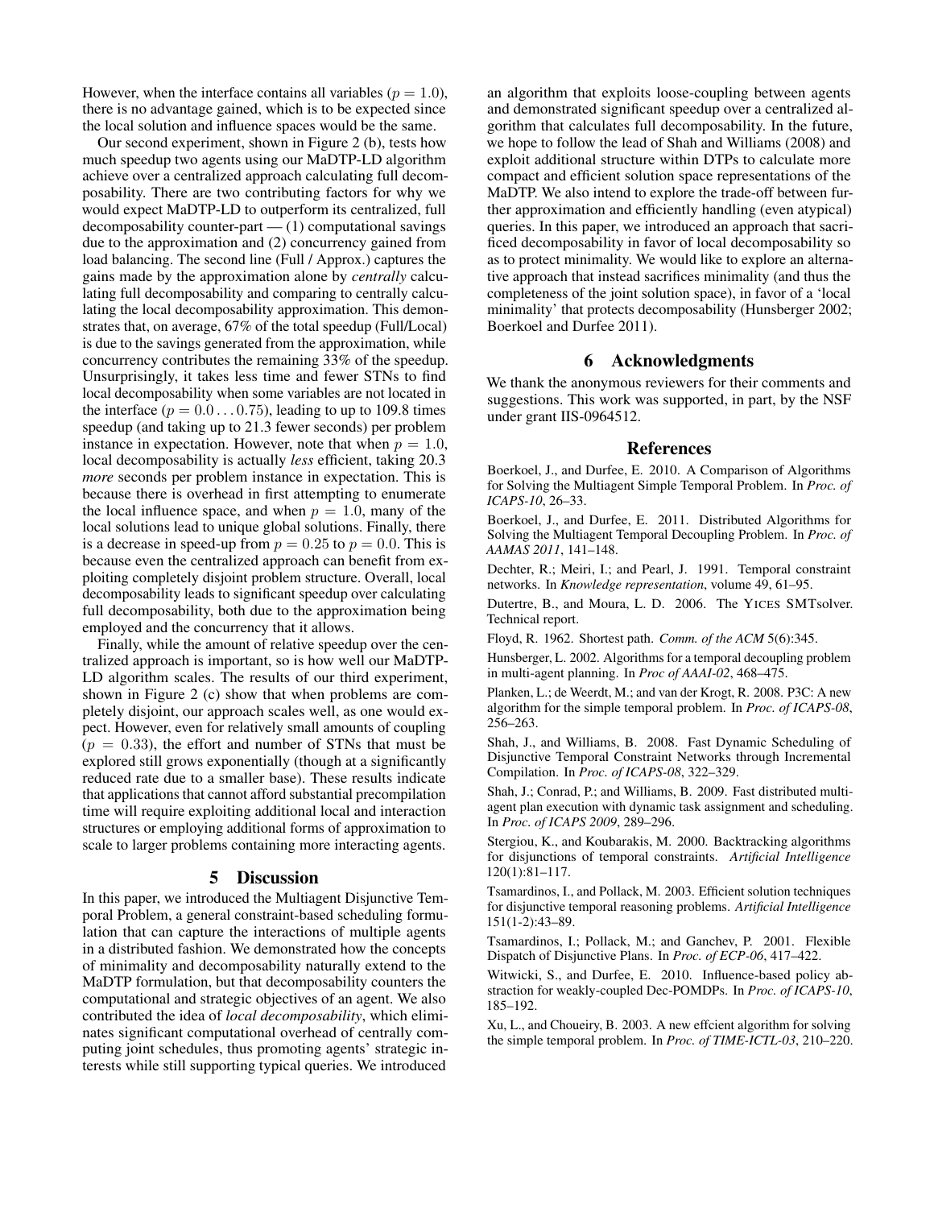However, when the interface contains all variables ($p = 1.0$), there is no advantage gained, which is to be expected since the local solution and influence spaces would be the same.

Our second experiment, shown in Figure 2 (b), tests how much speedup two agents using our MaDTP-LD algorithm achieve over a centralized approach calculating full decomposability. There are two contributing factors for why we would expect MaDTP-LD to outperform its centralized, full decomposability counter-part — (1) computational savings due to the approximation and (2) concurrency gained from load balancing. The second line (Full / Approx.) captures the gains made by the approximation alone by *centrally* calculating full decomposability and comparing to centrally calculating the local decomposability approximation. This demonstrates that, on average, 67% of the total speedup (Full/Local) is due to the savings generated from the approximation, while concurrency contributes the remaining 33% of the speedup. Unsurprisingly, it takes less time and fewer STNs to find local decomposability when some variables are not located in the interface ($p = 0.0 \ldots 0.75$), leading to up to 109.8 times speedup (and taking up to 21.3 fewer seconds) per problem instance in expectation. However, note that when $p = 1.0$, local decomposability is actually *less* efficient, taking 20.3 *more* seconds per problem instance in expectation. This is because there is overhead in first attempting to enumerate the local influence space, and when $p = 1.0$, many of the local solutions lead to unique global solutions. Finally, there is a decrease in speed-up from $p = 0.25$ to $p = 0.0$. This is because even the centralized approach can benefit from exploiting completely disjoint problem structure. Overall, local decomposability leads to significant speedup over calculating full decomposability, both due to the approximation being employed and the concurrency that it allows.

Finally, while the amount of relative speedup over the centralized approach is important, so is how well our MaDTP-LD algorithm scales. The results of our third experiment, shown in Figure 2 (c) show that when problems are completely disjoint, our approach scales well, as one would expect. However, even for relatively small amounts of coupling ($p = 0.33$), the effort and number of STNs that must be explored still grows exponentially (though at a significantly reduced rate due to a smaller base). These results indicate that applications that cannot afford substantial precompilation time will require exploiting additional local and interaction structures or employing additional forms of approximation to scale to larger problems containing more interacting agents.

## 5 Discussion

In this paper, we introduced the Multiagent Disjunctive Temporal Problem, a general constraint-based scheduling formulation that can capture the interactions of multiple agents in a distributed fashion. We demonstrated how the concepts of minimality and decomposability naturally extend to the MaDTP formulation, but that decomposability counters the computational and strategic objectives of an agent. We also contributed the idea of *local decomposability*, which eliminates significant computational overhead of centrally computing joint schedules, thus promoting agents' strategic interests while still supporting typical queries. We introduced an algorithm that exploits loose-coupling between agents and demonstrated significant speedup over a centralized algorithm that calculates full decomposability. In the future, we hope to follow the lead of Shah and Williams (2008) and exploit additional structure within DTPs to calculate more compact and efficient solution space representations of the MaDTP. We also intend to explore the trade-off between further approximation and efficiently handling (even atypical) queries. In this paper, we introduced an approach that sacrificed decomposability in favor of local decomposability so as to protect minimality. We would like to explore an alternative approach that instead sacrifices minimality (and thus the completeness of the joint solution space), in favor of a 'local minimality' that protects decomposability (Hunsberger 2002; Boerkoel and Durfee 2011).

## 6 Acknowledgments

We thank the anonymous reviewers for their comments and suggestions. This work was supported, in part, by the NSF under grant IIS-0964512.

## References

Boerkoel, J., and Durfee, E. 2010. A Comparison of Algorithms for Solving the Multiagent Simple Temporal Problem. In *Proc. of ICAPS-10*, 26–33.

Boerkoel, J., and Durfee, E. 2011. Distributed Algorithms for Solving the Multiagent Temporal Decoupling Problem. In *Proc. of AAMAS 2011*, 141–148.

Dechter, R.; Meiri, I.; and Pearl, J. 1991. Temporal constraint networks. In *Knowledge representation*, volume 49, 61–95.

Dutertre, B., and Moura, L. D. 2006. The YICES SMTsolver. Technical report.

Floyd, R. 1962. Shortest path. *Comm. of the ACM* 5(6):345.

Hunsberger, L. 2002. Algorithms for a temporal decoupling problem in multi-agent planning. In *Proc of AAAI-02*, 468–475.

Planken, L.; de Weerdt, M.; and van der Krogt, R. 2008. P3C: A new algorithm for the simple temporal problem. In *Proc. of ICAPS-08*, 256–263.

Shah, J., and Williams, B. 2008. Fast Dynamic Scheduling of Disjunctive Temporal Constraint Networks through Incremental Compilation. In *Proc. of ICAPS-08*, 322–329.

Shah, J.; Conrad, P.; and Williams, B. 2009. Fast distributed multi-agent plan execution with dynamic task assignment and scheduling. In *Proc. of ICAPS 2009*, 289–296.

Stergiou, K., and Koubarakis, M. 2000. Backtracking algorithms for disjunctions of temporal constraints. *Artificial Intelligence* 120(1):81–117.

Tsamardinos, I., and Pollack, M. 2003. Efficient solution techniques for disjunctive temporal reasoning problems. *Artificial Intelligence* 151(1-2):43–89.

Tsamardinos, I.; Pollack, M.; and Ganchev, P. 2001. Flexible Dispatch of Disjunctive Plans. In *Proc. of ECP-06*, 417–422.

Witwicki, S., and Durfee, E. 2010. Influence-based policy abstraction for weakly-coupled Dec-POMDPs. In *Proc. of ICAPS-10*, 185–192.

Xu, L., and Choueiry, B. 2003. A new effcient algorithm for solving the simple temporal problem. In *Proc. of TIME-ICTL-03*, 210–220.